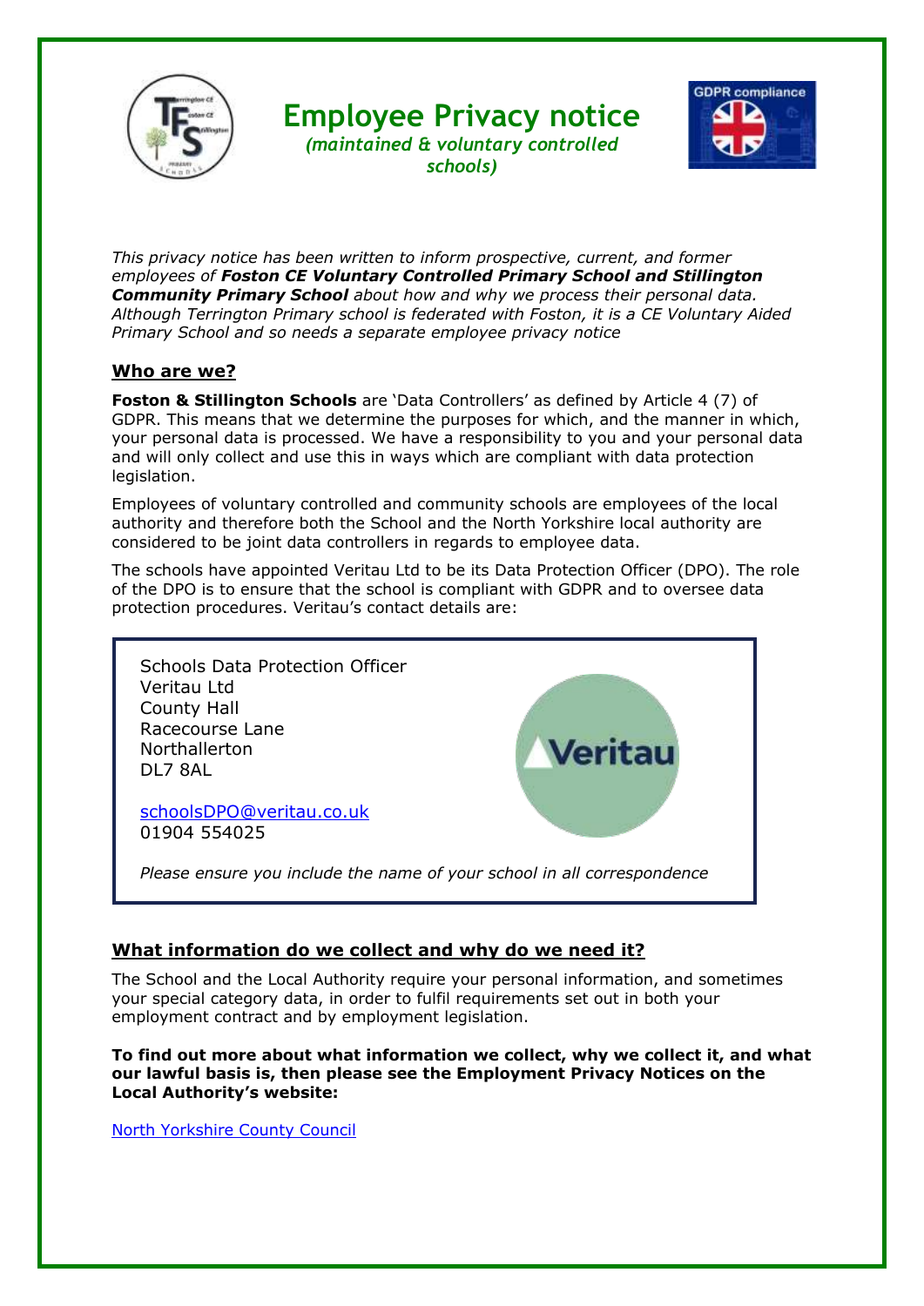# Employee Privacy notice

*(maintained & voluntary controlled schools)*

*This privacy notice has been written to inform prospective, current, and former employees of **Foston CE Voluntary Controlled Primary School and Stillington Community Primary School** about how and why we process their personal data. Although Terrington Primary school is federated with Foston, it is a CE Voluntary Aided Primary School and so needs a separate employee privacy notice*

## Who are we?

**Foston & Stillington Schools** are 'Data Controllers' as defined by Article 4 (7) of GDPR. This means that we determine the purposes for which, and the manner in which, your personal data is processed. We have a responsibility to you and your personal data and will only collect and use this in ways which are compliant with data protection legislation.

Employees of voluntary controlled and community schools are employees of the local authority and therefore both the School and the North Yorkshire local authority are considered to be joint data controllers in regards to employee data.

The schools have appointed Veritau Ltd to be its Data Protection Officer (DPO). The role of the DPO is to ensure that the school is compliant with GDPR and to oversee data protection procedures. Veritau's contact details are:

Schools Data Protection Officer
Veritau Ltd
County Hall
Racecourse Lane
Northallerton
DL7 8AL

schoolsDPO@veritau.co.uk
01904 554025

*Please ensure you include the name of your school in all correspondence*

## What information do we collect and why do we need it?

The School and the Local Authority require your personal information, and sometimes your special category data, in order to fulfil requirements set out in both your employment contract and by employment legislation.

**To find out more about what information we collect, why we collect it, and what our lawful basis is, then please see the Employment Privacy Notices on the Local Authority's website:**

North Yorkshire County Council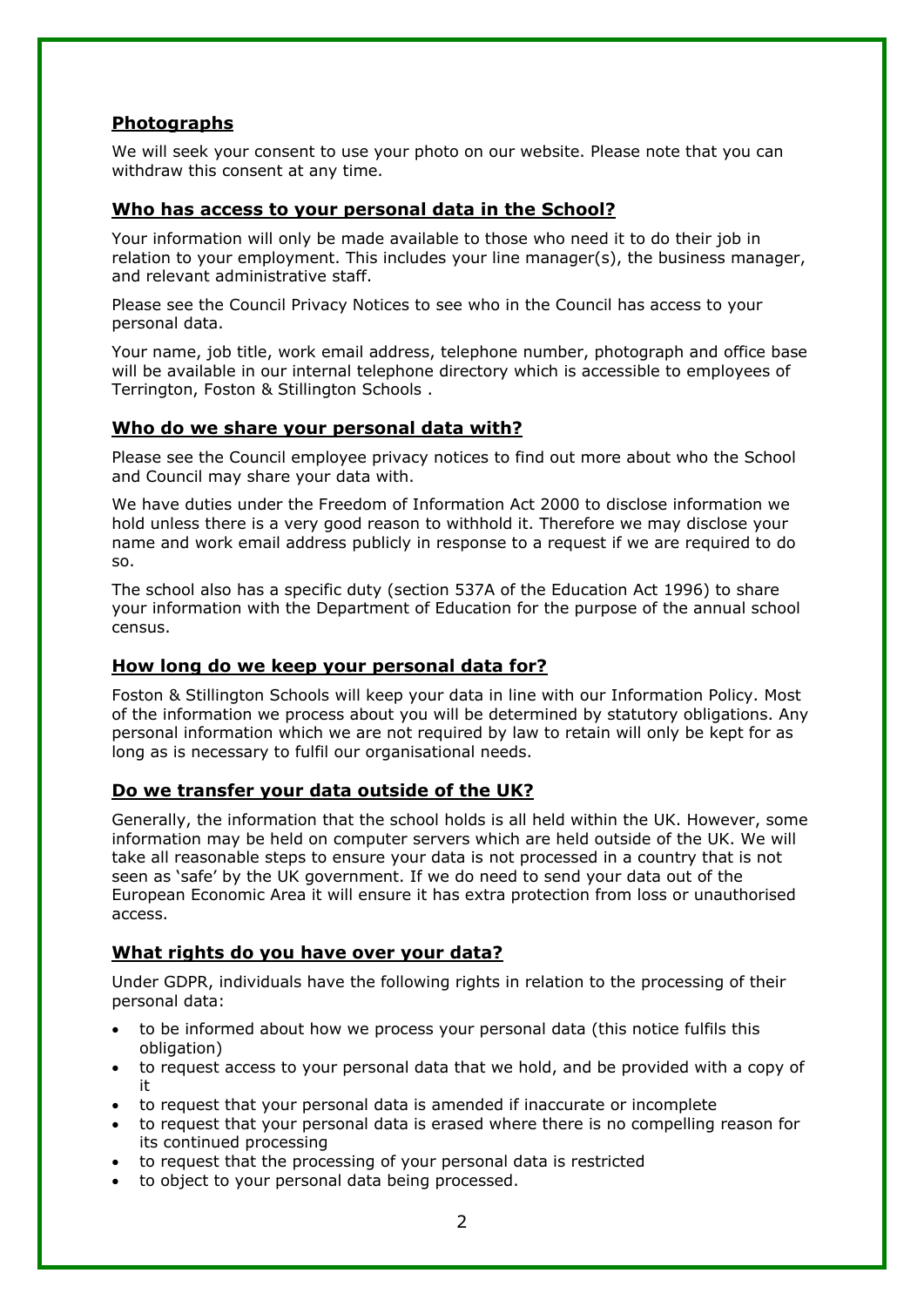## **Photographs**

We will seek your consent to use your photo on our website. Please note that you can withdraw this consent at any time.

## **Who has access to your personal data in the School?**

Your information will only be made available to those who need it to do their job in relation to your employment. This includes your line manager(s), the business manager, and relevant administrative staff.

Please see the Council Privacy Notices to see who in the Council has access to your personal data.

Your name, job title, work email address, telephone number, photograph and office base will be available in our internal telephone directory which is accessible to employees of Terrington, Foston & Stillington Schools .

## **Who do we share your personal data with?**

Please see the Council employee privacy notices to find out more about who the School and Council may share your data with.

We have duties under the Freedom of Information Act 2000 to disclose information we hold unless there is a very good reason to withhold it. Therefore we may disclose your name and work email address publicly in response to a request if we are required to do so.

The school also has a specific duty (section 537A of the Education Act 1996) to share your information with the Department of Education for the purpose of the annual school census.

## **How long do we keep your personal data for?**

Foston & Stillington Schools will keep your data in line with our Information Policy. Most of the information we process about you will be determined by statutory obligations. Any personal information which we are not required by law to retain will only be kept for as long as is necessary to fulfil our organisational needs.

## **Do we transfer your data outside of the UK?**

Generally, the information that the school holds is all held within the UK. However, some information may be held on computer servers which are held outside of the UK. We will take all reasonable steps to ensure your data is not processed in a country that is not seen as 'safe' by the UK government. If we do need to send your data out of the European Economic Area it will ensure it has extra protection from loss or unauthorised access.

## **What rights do you have over your data?**

Under GDPR, individuals have the following rights in relation to the processing of their personal data:

- to be informed about how we process your personal data (this notice fulfils this obligation)
- to request access to your personal data that we hold, and be provided with a copy of it
- to request that your personal data is amended if inaccurate or incomplete
- to request that your personal data is erased where there is no compelling reason for its continued processing
- to request that the processing of your personal data is restricted
- to object to your personal data being processed.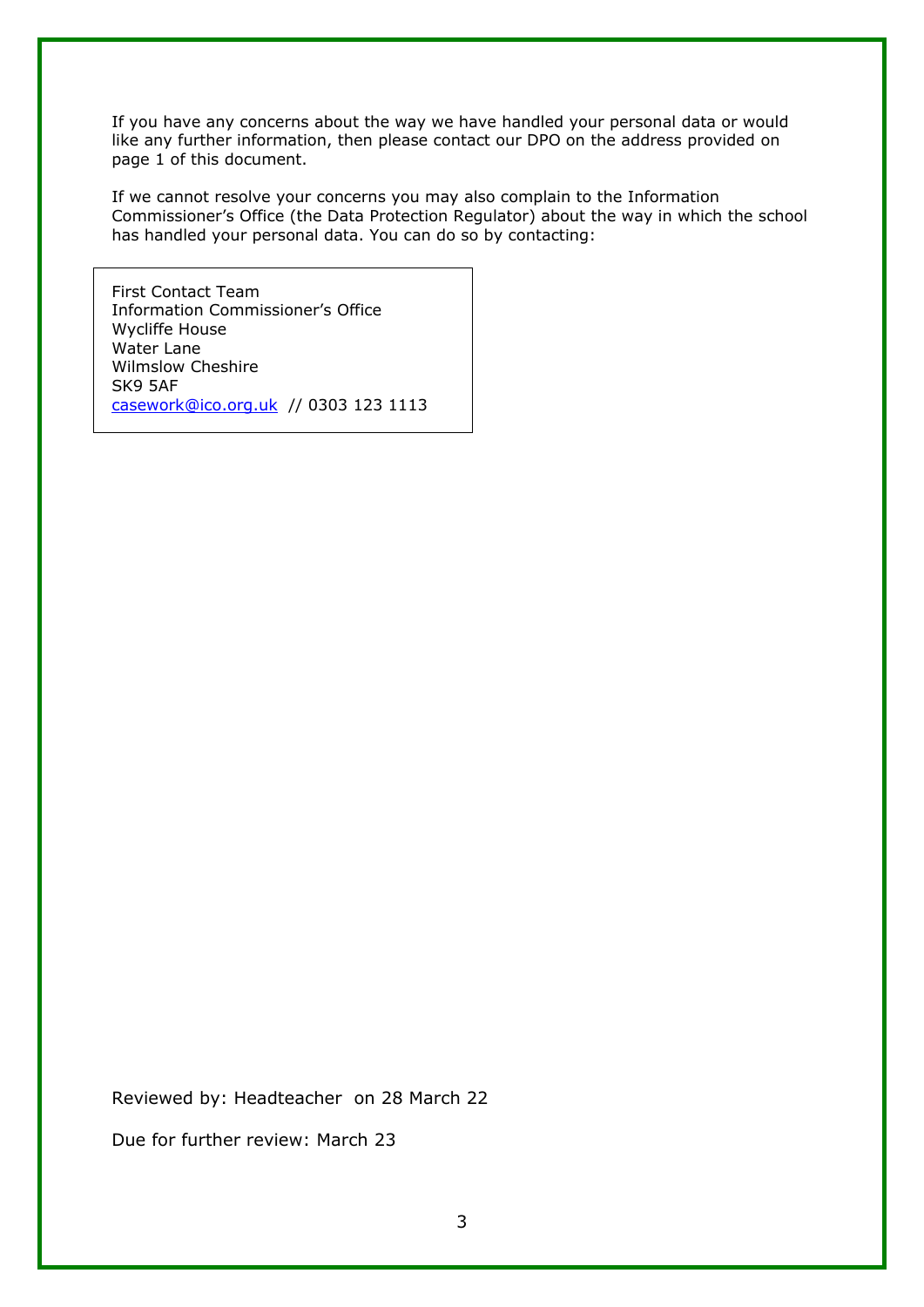If you have any concerns about the way we have handled your personal data or would like any further information, then please contact our DPO on the address provided on page 1 of this document.

If we cannot resolve your concerns you may also complain to the Information Commissioner's Office (the Data Protection Regulator) about the way in which the school has handled your personal data. You can do so by contacting:

First Contact Team
Information Commissioner's Office
Wycliffe House
Water Lane
Wilmslow Cheshire
SK9 5AF
casework@ico.org.uk // 0303 123 1113

Reviewed by: Headteacher on 28 March 22

Due for further review: March 23